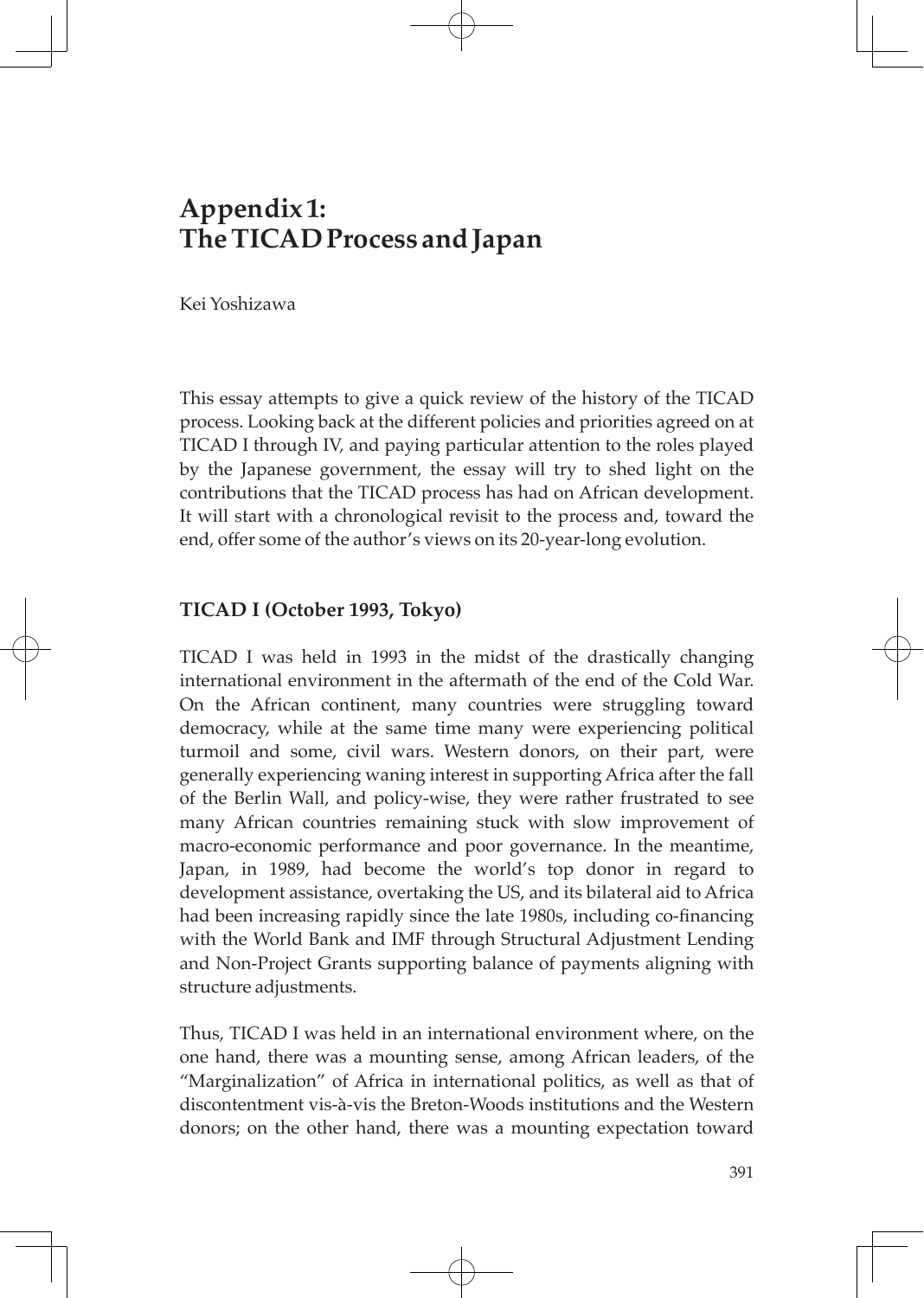# Appendix 1: The TICAD Process and Japan

Kei Yoshizawa

This essay attempts to give a quick review of the history of the TICAD process. Looking back at the different policies and priorities agreed on at TICAD I through IV, and paying particular attention to the roles played by the Japanese government, the essay will try to shed light on the contributions that the TICAD process has had on African development. It will start with a chronological revisit to the process and, toward the end, offer some of the author's views on its 20-year-long evolution.

## TICAD I (October 1993, Tokyo)

TICAD I was held in 1993 in the midst of the drastically changing international environment in the aftermath of the end of the Cold War. On the African continent, many countries were struggling toward democracy, while at the same time many were experiencing political turmoil and some, civil wars. Western donors, on their part, were generally experiencing waning interest in supporting Africa after the fall of the Berlin Wall, and policy-wise, they were rather frustrated to see many African countries remaining stuck with slow improvement of macro-economic performance and poor governance. In the meantime, Japan, in 1989, had become the world's top donor in regard to development assistance, overtaking the US, and its bilateral aid to Africa had been increasing rapidly since the late 1980s, including co-financing with the World Bank and IMF through Structural Adjustment Lending and Non-Project Grants supporting balance of payments aligning with structure adjustments.

Thus, TICAD I was held in an international environment where, on the one hand, there was a mounting sense, among African leaders, of the "Marginalization" of Africa in international politics, as well as that of discontentment vis-à-vis the Breton-Woods institutions and the Western donors; on the other hand, there was a mounting expectation toward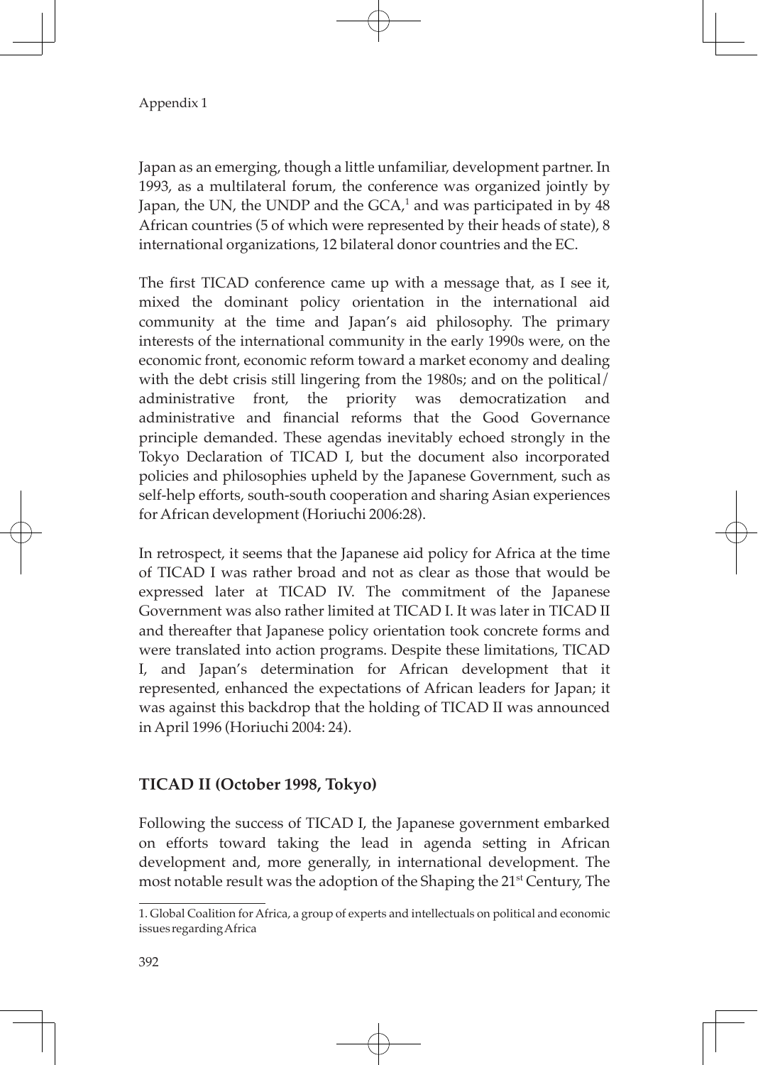Japan as an emerging, though a little unfamiliar, development partner. In 1993, as a multilateral forum, the conference was organized jointly by Japan, the UN, the UNDP and the GCA,[1] and was participated in by 48 African countries (5 of which were represented by their heads of state), 8 international organizations, 12 bilateral donor countries and the EC.

The first TICAD conference came up with a message that, as I see it, mixed the dominant policy orientation in the international aid community at the time and Japan's aid philosophy. The primary interests of the international community in the early 1990s were, on the economic front, economic reform toward a market economy and dealing with the debt crisis still lingering from the 1980s; and on the political/administrative front, the priority was democratization and administrative and financial reforms that the Good Governance principle demanded. These agendas inevitably echoed strongly in the Tokyo Declaration of TICAD I, but the document also incorporated policies and philosophies upheld by the Japanese Government, such as self-help efforts, south-south cooperation and sharing Asian experiences for African development (Horiuchi 2006:28).

In retrospect, it seems that the Japanese aid policy for Africa at the time of TICAD I was rather broad and not as clear as those that would be expressed later at TICAD IV. The commitment of the Japanese Government was also rather limited at TICAD I. It was later in TICAD II and thereafter that Japanese policy orientation took concrete forms and were translated into action programs. Despite these limitations, TICAD I, and Japan's determination for African development that it represented, enhanced the expectations of African leaders for Japan; it was against this backdrop that the holding of TICAD II was announced in April 1996 (Horiuchi 2004: 24).

## TICAD II (October 1998, Tokyo)

Following the success of TICAD I, the Japanese government embarked on efforts toward taking the lead in agenda setting in African development and, more generally, in international development. The most notable result was the adoption of the Shaping the 21st Century, The

---

1. Global Coalition for Africa, a group of experts and intellectuals on political and economic issues regarding Africa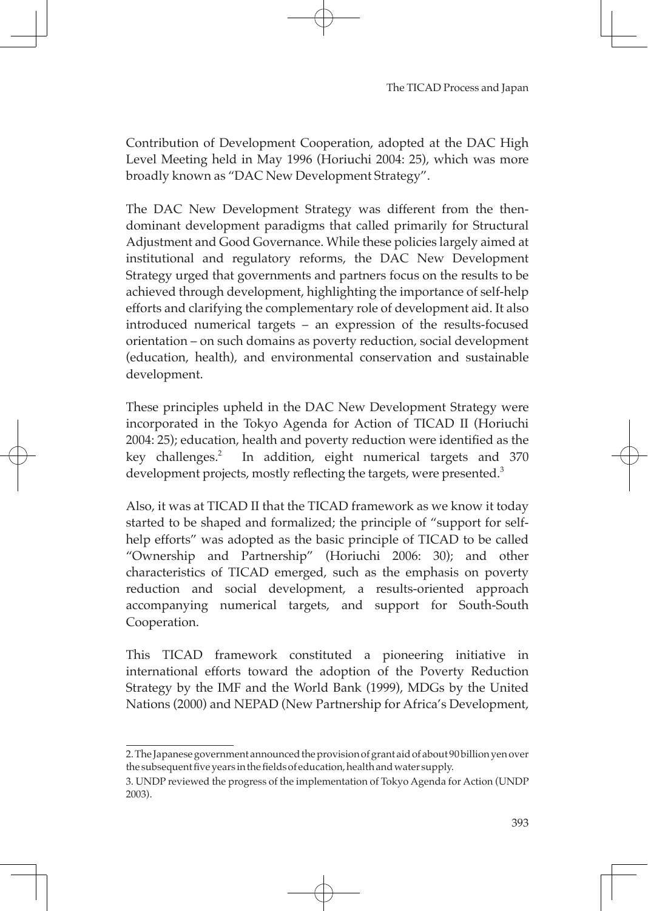Contribution of Development Cooperation, adopted at the DAC High Level Meeting held in May 1996 (Horiuchi 2004: 25), which was more broadly known as "DAC New Development Strategy".

The DAC New Development Strategy was different from the then-dominant development paradigms that called primarily for Structural Adjustment and Good Governance. While these policies largely aimed at institutional and regulatory reforms, the DAC New Development Strategy urged that governments and partners focus on the results to be achieved through development, highlighting the importance of self-help efforts and clarifying the complementary role of development aid. It also introduced numerical targets – an expression of the results-focused orientation – on such domains as poverty reduction, social development (education, health), and environmental conservation and sustainable development.

These principles upheld in the DAC New Development Strategy were incorporated in the Tokyo Agenda for Action of TICAD II (Horiuchi 2004: 25); education, health and poverty reduction were identified as the key challenges.[2] In addition, eight numerical targets and 370 development projects, mostly reflecting the targets, were presented.[3]

Also, it was at TICAD II that the TICAD framework as we know it today started to be shaped and formalized; the principle of "support for self-help efforts" was adopted as the basic principle of TICAD to be called "Ownership and Partnership" (Horiuchi 2006: 30); and other characteristics of TICAD emerged, such as the emphasis on poverty reduction and social development, a results-oriented approach accompanying numerical targets, and support for South-South Cooperation.

This TICAD framework constituted a pioneering initiative in international efforts toward the adoption of the Poverty Reduction Strategy by the IMF and the World Bank (1999), MDGs by the United Nations (2000) and NEPAD (New Partnership for Africa's Development,

---

2. The Japanese government announced the provision of grant aid of about 90 billion yen over the subsequent five years in the fields of education, health and water supply.

3. UNDP reviewed the progress of the implementation of Tokyo Agenda for Action (UNDP 2003).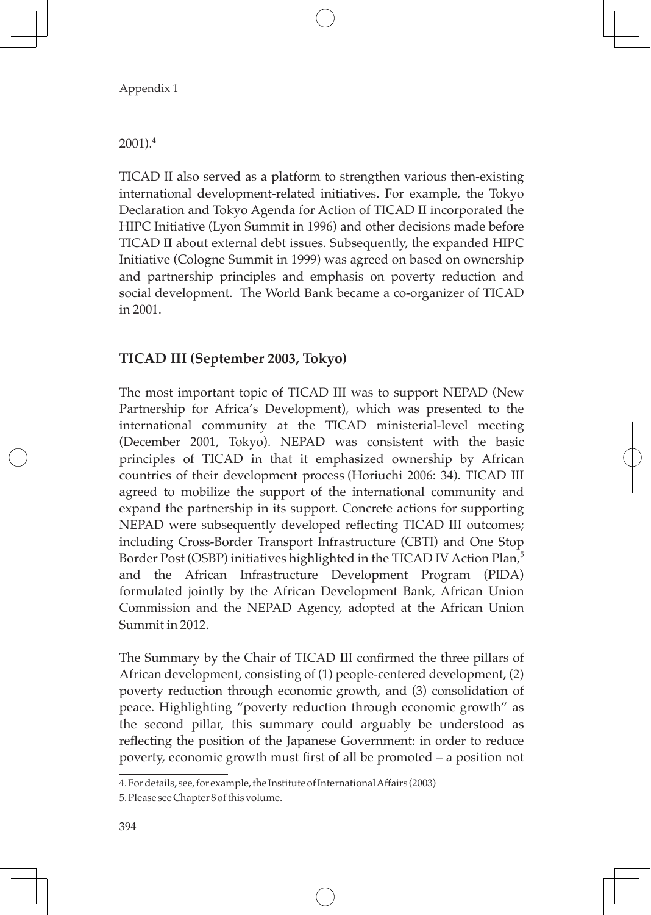2001).[4]

TICAD II also served as a platform to strengthen various then-existing international development-related initiatives. For example, the Tokyo Declaration and Tokyo Agenda for Action of TICAD II incorporated the HIPC Initiative (Lyon Summit in 1996) and other decisions made before TICAD II about external debt issues. Subsequently, the expanded HIPC Initiative (Cologne Summit in 1999) was agreed on based on ownership and partnership principles and emphasis on poverty reduction and social development. The World Bank became a co-organizer of TICAD in 2001.

## TICAD III (September 2003, Tokyo)

The most important topic of TICAD III was to support NEPAD (New Partnership for Africa's Development), which was presented to the international community at the TICAD ministerial-level meeting (December 2001, Tokyo). NEPAD was consistent with the basic principles of TICAD in that it emphasized ownership by African countries of their development process (Horiuchi 2006: 34). TICAD III agreed to mobilize the support of the international community and expand the partnership in its support. Concrete actions for supporting NEPAD were subsequently developed reflecting TICAD III outcomes; including Cross-Border Transport Infrastructure (CBTI) and One Stop Border Post (OSBP) initiatives highlighted in the TICAD IV Action Plan,[5] and the African Infrastructure Development Program (PIDA) formulated jointly by the African Development Bank, African Union Commission and the NEPAD Agency, adopted at the African Union Summit in 2012.

The Summary by the Chair of TICAD III confirmed the three pillars of African development, consisting of (1) people-centered development, (2) poverty reduction through economic growth, and (3) consolidation of peace. Highlighting "poverty reduction through economic growth" as the second pillar, this summary could arguably be understood as reflecting the position of the Japanese Government: in order to reduce poverty, economic growth must first of all be promoted – a position not

---

4. For details, see, for example, the Institute of International Affairs (2003)

5. Please see Chapter 8 of this volume.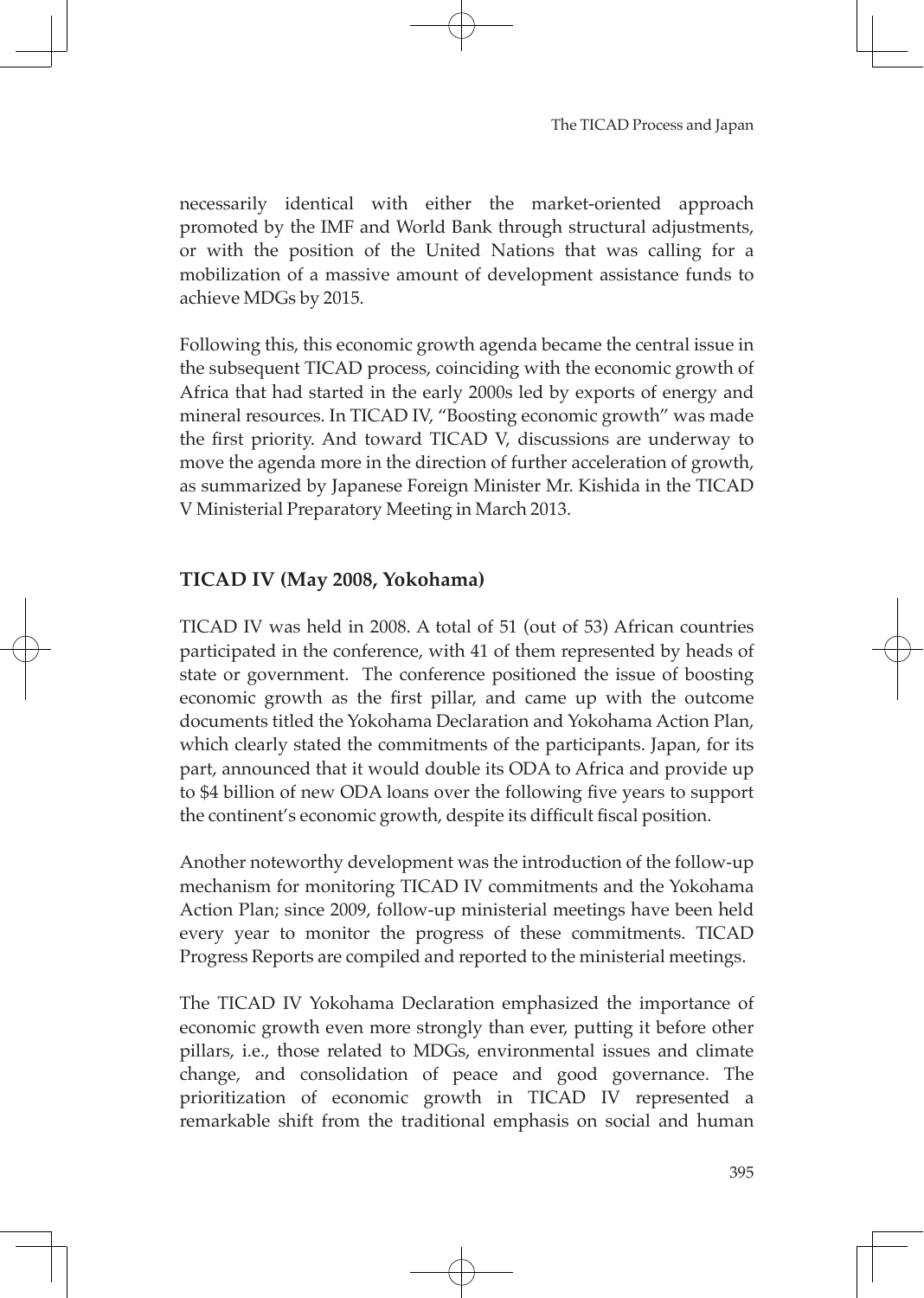necessarily identical with either the market-oriented approach promoted by the IMF and World Bank through structural adjustments, or with the position of the United Nations that was calling for a mobilization of a massive amount of development assistance funds to achieve MDGs by 2015.

Following this, this economic growth agenda became the central issue in the subsequent TICAD process, coinciding with the economic growth of Africa that had started in the early 2000s led by exports of energy and mineral resources. In TICAD IV, "Boosting economic growth" was made the first priority. And toward TICAD V, discussions are underway to move the agenda more in the direction of further acceleration of growth, as summarized by Japanese Foreign Minister Mr. Kishida in the TICAD V Ministerial Preparatory Meeting in March 2013.

### TICAD IV (May 2008, Yokohama)

TICAD IV was held in 2008. A total of 51 (out of 53) African countries participated in the conference, with 41 of them represented by heads of state or government. The conference positioned the issue of boosting economic growth as the first pillar, and came up with the outcome documents titled the Yokohama Declaration and Yokohama Action Plan, which clearly stated the commitments of the participants. Japan, for its part, announced that it would double its ODA to Africa and provide up to $4 billion of new ODA loans over the following five years to support the continent's economic growth, despite its difficult fiscal position.

Another noteworthy development was the introduction of the follow-up mechanism for monitoring TICAD IV commitments and the Yokohama Action Plan; since 2009, follow-up ministerial meetings have been held every year to monitor the progress of these commitments. TICAD Progress Reports are compiled and reported to the ministerial meetings.

The TICAD IV Yokohama Declaration emphasized the importance of economic growth even more strongly than ever, putting it before other pillars, i.e., those related to MDGs, environmental issues and climate change, and consolidation of peace and good governance. The prioritization of economic growth in TICAD IV represented a remarkable shift from the traditional emphasis on social and human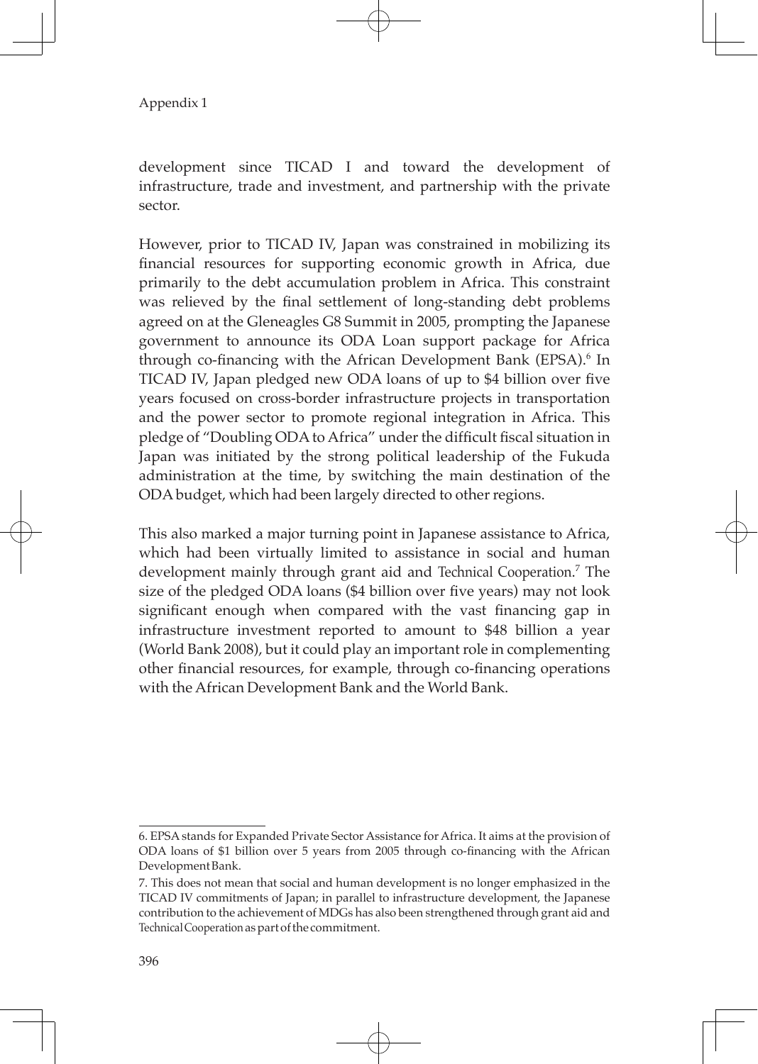development since TICAD I and toward the development of infrastructure, trade and investment, and partnership with the private sector.

However, prior to TICAD IV, Japan was constrained in mobilizing its financial resources for supporting economic growth in Africa, due primarily to the debt accumulation problem in Africa. This constraint was relieved by the final settlement of long-standing debt problems agreed on at the Gleneagles G8 Summit in 2005, prompting the Japanese government to announce its ODA Loan support package for Africa through co-financing with the African Development Bank (EPSA).[6] In TICAD IV, Japan pledged new ODA loans of up to $4 billion over five years focused on cross-border infrastructure projects in transportation and the power sector to promote regional integration in Africa. This pledge of "Doubling ODA to Africa" under the difficult fiscal situation in Japan was initiated by the strong political leadership of the Fukuda administration at the time, by switching the main destination of the ODA budget, which had been largely directed to other regions.

This also marked a major turning point in Japanese assistance to Africa, which had been virtually limited to assistance in social and human development mainly through grant aid and Technical Cooperation.[7] The size of the pledged ODA loans ($4 billion over five years) may not look significant enough when compared with the vast financing gap in infrastructure investment reported to amount to $48 billion a year (World Bank 2008), but it could play an important role in complementing other financial resources, for example, through co-financing operations with the African Development Bank and the World Bank.

---

6. EPSA stands for Expanded Private Sector Assistance for Africa. It aims at the provision of ODA loans of $1 billion over 5 years from 2005 through co-financing with the African Development Bank.

7. This does not mean that social and human development is no longer emphasized in the TICAD IV commitments of Japan; in parallel to infrastructure development, the Japanese contribution to the achievement of MDGs has also been strengthened through grant aid and Technical Cooperation as part of the commitment.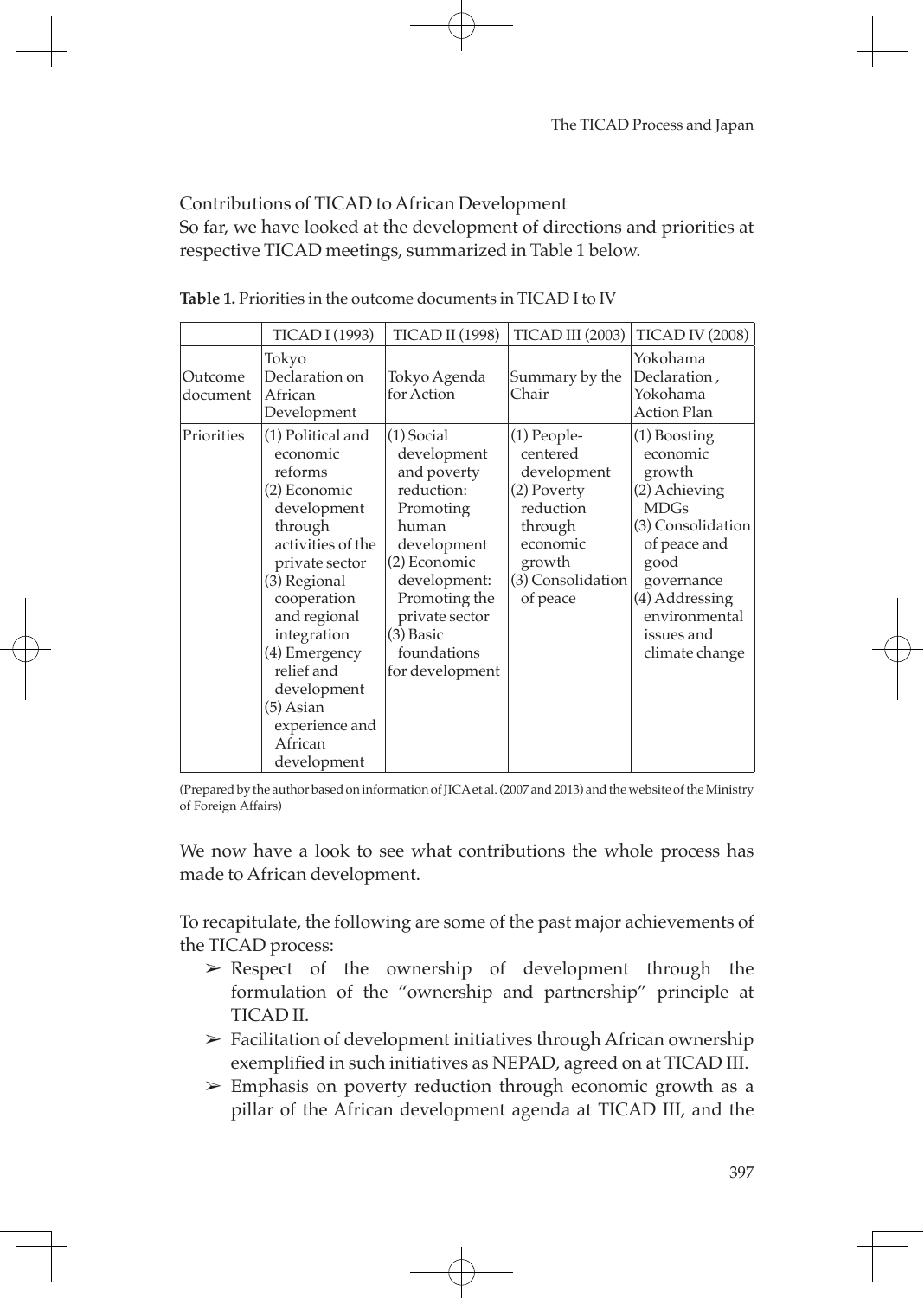Contributions of TICAD to African Development

So far, we have looked at the development of directions and priorities at respective TICAD meetings, summarized in Table 1 below.

**Table 1.** Priorities in the outcome documents in TICAD I to IV

| | TICAD I (1993) | TICAD II (1998) | TICAD III (2003) | TICAD IV (2008) |
|---|---|---|---|---|
| Outcome document | Tokyo Declaration on African Development | Tokyo Agenda for Action | Summary by the Chair | Yokohama Declaration, Yokohama Action Plan |
| Priorities | (1) Political and economic reforms<br>(2) Economic development through activities of the private sector<br>(3) Regional cooperation and regional integration<br>(4) Emergency relief and development<br>(5) Asian experience and African development | (1) Social development and poverty reduction: Promoting human development<br>(2) Economic development: Promoting the private sector<br>(3) Basic foundations for development | (1) People-centered development<br>(2) Poverty reduction through economic growth<br>(3) Consolidation of peace | (1) Boosting economic growth<br>(2) Achieving MDGs<br>(3) Consolidation of peace and good governance<br>(4) Addressing environmental issues and climate change |

(Prepared by the author based on information of JICA et al. (2007 and 2013) and the website of the Ministry of Foreign Affairs)

We now have a look to see what contributions the whole process has made to African development.

To recapitulate, the following are some of the past major achievements of the TICAD process:

- ➢ Respect of the ownership of development through the formulation of the "ownership and partnership" principle at TICAD II.
- ➢ Facilitation of development initiatives through African ownership exemplified in such initiatives as NEPAD, agreed on at TICAD III.
- ➢ Emphasis on poverty reduction through economic growth as a pillar of the African development agenda at TICAD III, and the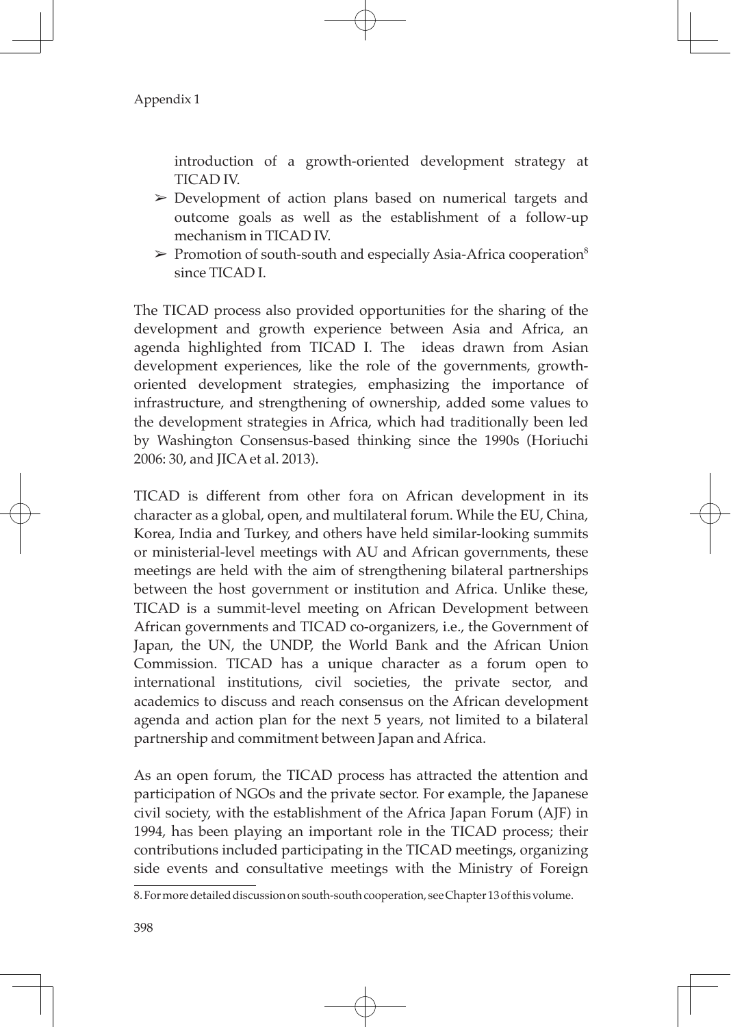introduction of a growth-oriented development strategy at TICAD IV.

- Development of action plans based on numerical targets and outcome goals as well as the establishment of a follow-up mechanism in TICAD IV.
- Promotion of south-south and especially Asia-Africa cooperation[8] since TICAD I.

The TICAD process also provided opportunities for the sharing of the development and growth experience between Asia and Africa, an agenda highlighted from TICAD I. The ideas drawn from Asian development experiences, like the role of the governments, growth-oriented development strategies, emphasizing the importance of infrastructure, and strengthening of ownership, added some values to the development strategies in Africa, which had traditionally been led by Washington Consensus-based thinking since the 1990s (Horiuchi 2006: 30, and JICA et al. 2013).

TICAD is different from other fora on African development in its character as a global, open, and multilateral forum. While the EU, China, Korea, India and Turkey, and others have held similar-looking summits or ministerial-level meetings with AU and African governments, these meetings are held with the aim of strengthening bilateral partnerships between the host government or institution and Africa. Unlike these, TICAD is a summit-level meeting on African Development between African governments and TICAD co-organizers, i.e., the Government of Japan, the UN, the UNDP, the World Bank and the African Union Commission. TICAD has a unique character as a forum open to international institutions, civil societies, the private sector, and academics to discuss and reach consensus on the African development agenda and action plan for the next 5 years, not limited to a bilateral partnership and commitment between Japan and Africa.

As an open forum, the TICAD process has attracted the attention and participation of NGOs and the private sector. For example, the Japanese civil society, with the establishment of the Africa Japan Forum (AJF) in 1994, has been playing an important role in the TICAD process; their contributions included participating in the TICAD meetings, organizing side events and consultative meetings with the Ministry of Foreign

8. For more detailed discussion on south-south cooperation, see Chapter 13 of this volume.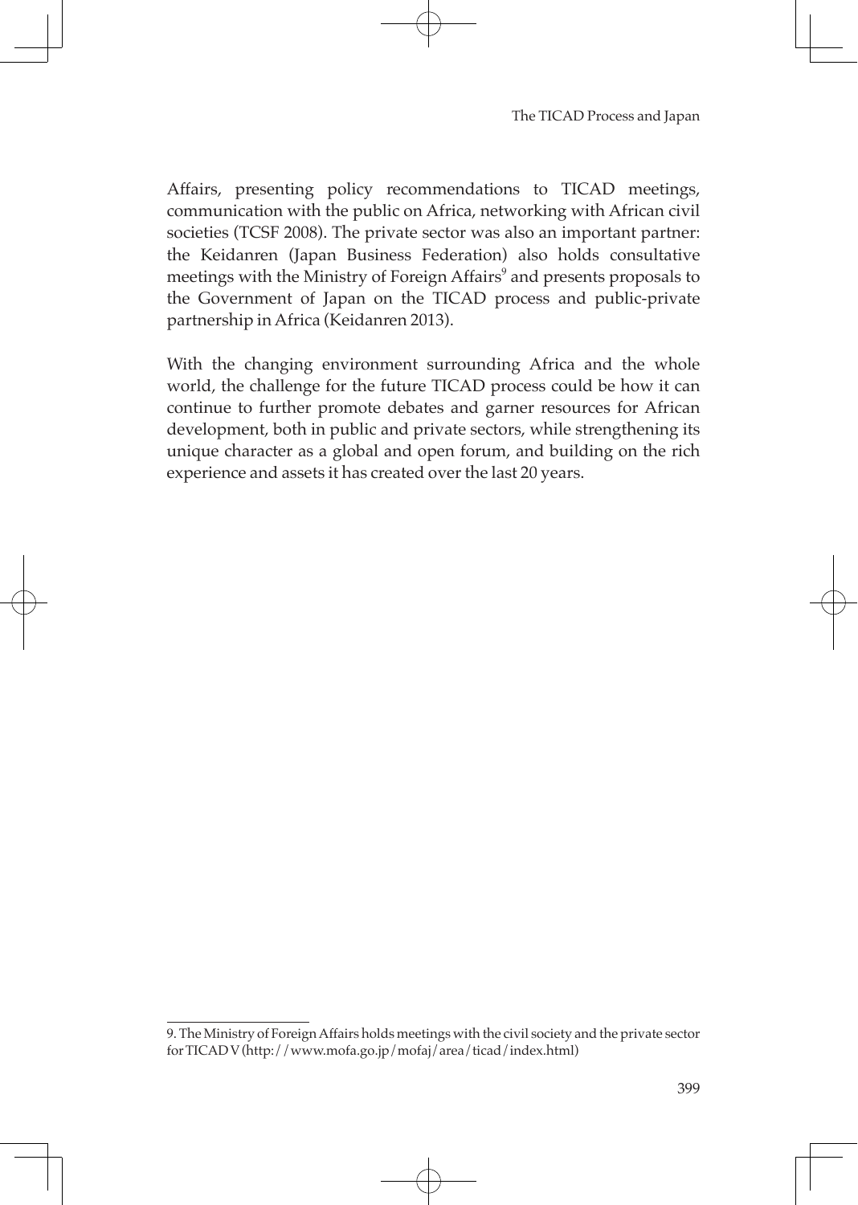Affairs, presenting policy recommendations to TICAD meetings, communication with the public on Africa, networking with African civil societies (TCSF 2008). The private sector was also an important partner: the Keidanren (Japan Business Federation) also holds consultative meetings with the Ministry of Foreign Affairs[9] and presents proposals to the Government of Japan on the TICAD process and public-private partnership in Africa (Keidanren 2013).

With the changing environment surrounding Africa and the whole world, the challenge for the future TICAD process could be how it can continue to further promote debates and garner resources for African development, both in public and private sectors, while strengthening its unique character as a global and open forum, and building on the rich experience and assets it has created over the last 20 years.

---

9. The Ministry of Foreign Affairs holds meetings with the civil society and the private sector for TICAD V (http://www.mofa.go.jp/mofaj/area/ticad/index.html)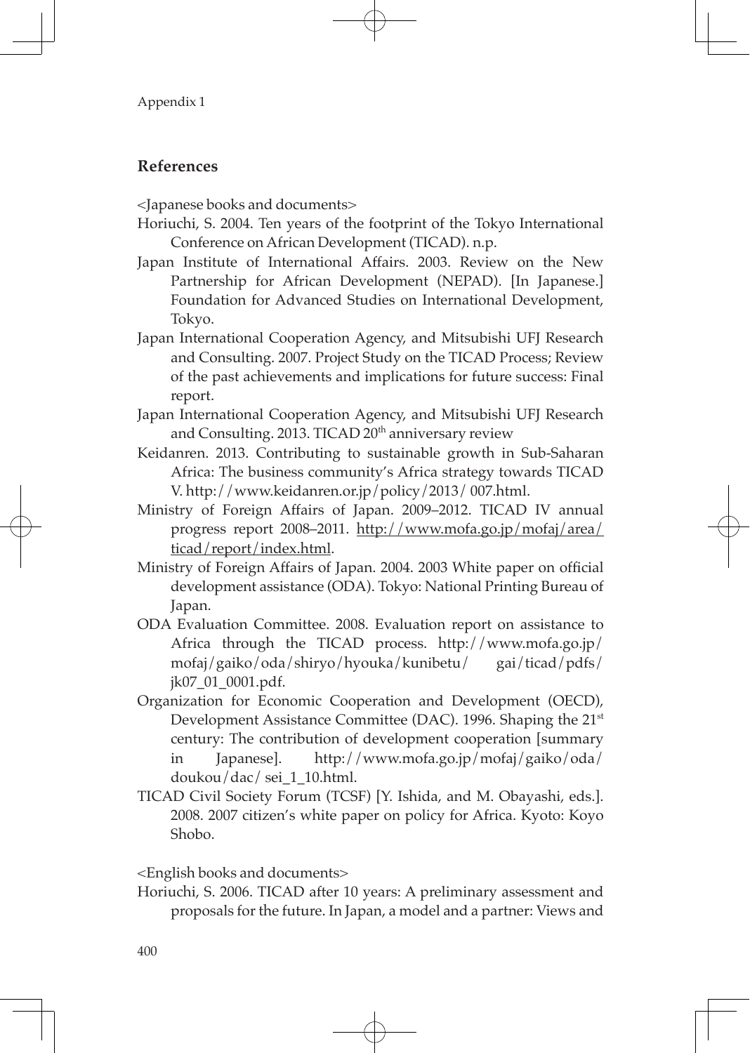## References

<Japanese books and documents>

Horiuchi, S. 2004. Ten years of the footprint of the Tokyo International Conference on African Development (TICAD). n.p.

Japan Institute of International Affairs. 2003. Review on the New Partnership for African Development (NEPAD). [In Japanese.] Foundation for Advanced Studies on International Development, Tokyo.

Japan International Cooperation Agency, and Mitsubishi UFJ Research and Consulting. 2007. Project Study on the TICAD Process; Review of the past achievements and implications for future success: Final report.

Japan International Cooperation Agency, and Mitsubishi UFJ Research and Consulting. 2013. TICAD 20th anniversary review

Keidanren. 2013. Contributing to sustainable growth in Sub-Saharan Africa: The business community's Africa strategy towards TICAD V. http://www.keidanren.or.jp/policy/2013/ 007.html.

Ministry of Foreign Affairs of Japan. 2009–2012. TICAD IV annual progress report 2008–2011. http://www.mofa.go.jp/mofaj/area/ticad/report/index.html.

Ministry of Foreign Affairs of Japan. 2004. 2003 White paper on official development assistance (ODA). Tokyo: National Printing Bureau of Japan.

ODA Evaluation Committee. 2008. Evaluation report on assistance to Africa through the TICAD process. http://www.mofa.go.jp/mofaj/gaiko/oda/shiryo/hyouka/kunibetu/ gai/ticad/pdfs/jk07_01_0001.pdf.

Organization for Economic Cooperation and Development (OECD), Development Assistance Committee (DAC). 1996. Shaping the 21st century: The contribution of development cooperation [summary in Japanese]. http://www.mofa.go.jp/mofaj/gaiko/oda/doukou/dac/ sei_1_10.html.

TICAD Civil Society Forum (TCSF) [Y. Ishida, and M. Obayashi, eds.]. 2008. 2007 citizen's white paper on policy for Africa. Kyoto: Koyo Shobo.

<English books and documents>

Horiuchi, S. 2006. TICAD after 10 years: A preliminary assessment and proposals for the future. In Japan, a model and a partner: Views and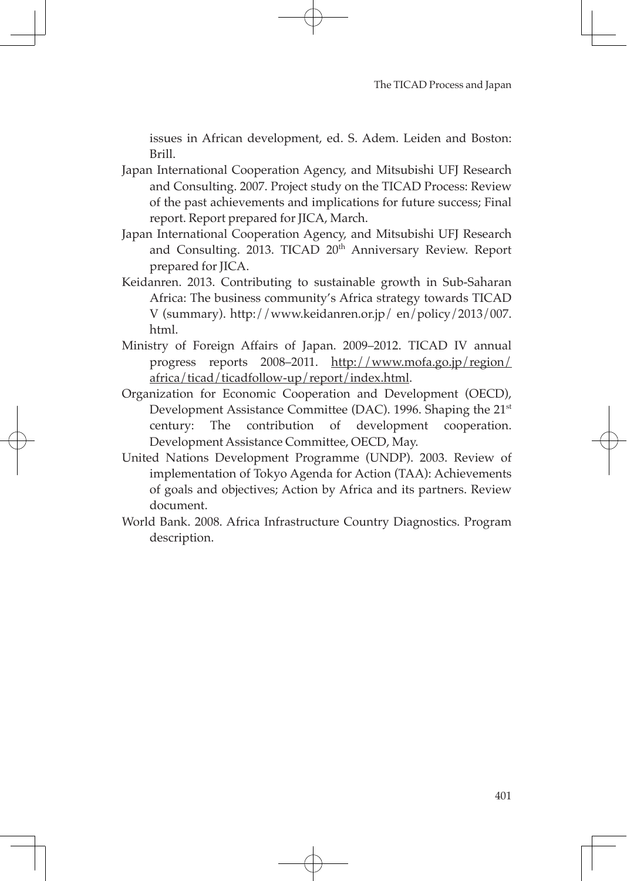issues in African development, ed. S. Adem. Leiden and Boston: Brill.

Japan International Cooperation Agency, and Mitsubishi UFJ Research and Consulting. 2007. Project study on the TICAD Process: Review of the past achievements and implications for future success; Final report. Report prepared for JICA, March.

Japan International Cooperation Agency, and Mitsubishi UFJ Research and Consulting. 2013. TICAD 20th Anniversary Review. Report prepared for JICA.

Keidanren. 2013. Contributing to sustainable growth in Sub-Saharan Africa: The business community's Africa strategy towards TICAD V (summary). http://www.keidanren.or.jp/ en/policy/2013/007.html.

Ministry of Foreign Affairs of Japan. 2009–2012. TICAD IV annual progress reports 2008–2011. http://www.mofa.go.jp/region/africa/ticad/ticadfollow-up/report/index.html.

Organization for Economic Cooperation and Development (OECD), Development Assistance Committee (DAC). 1996. Shaping the 21st century: The contribution of development cooperation. Development Assistance Committee, OECD, May.

United Nations Development Programme (UNDP). 2003. Review of implementation of Tokyo Agenda for Action (TAA): Achievements of goals and objectives; Action by Africa and its partners. Review document.

World Bank. 2008. Africa Infrastructure Country Diagnostics. Program description.